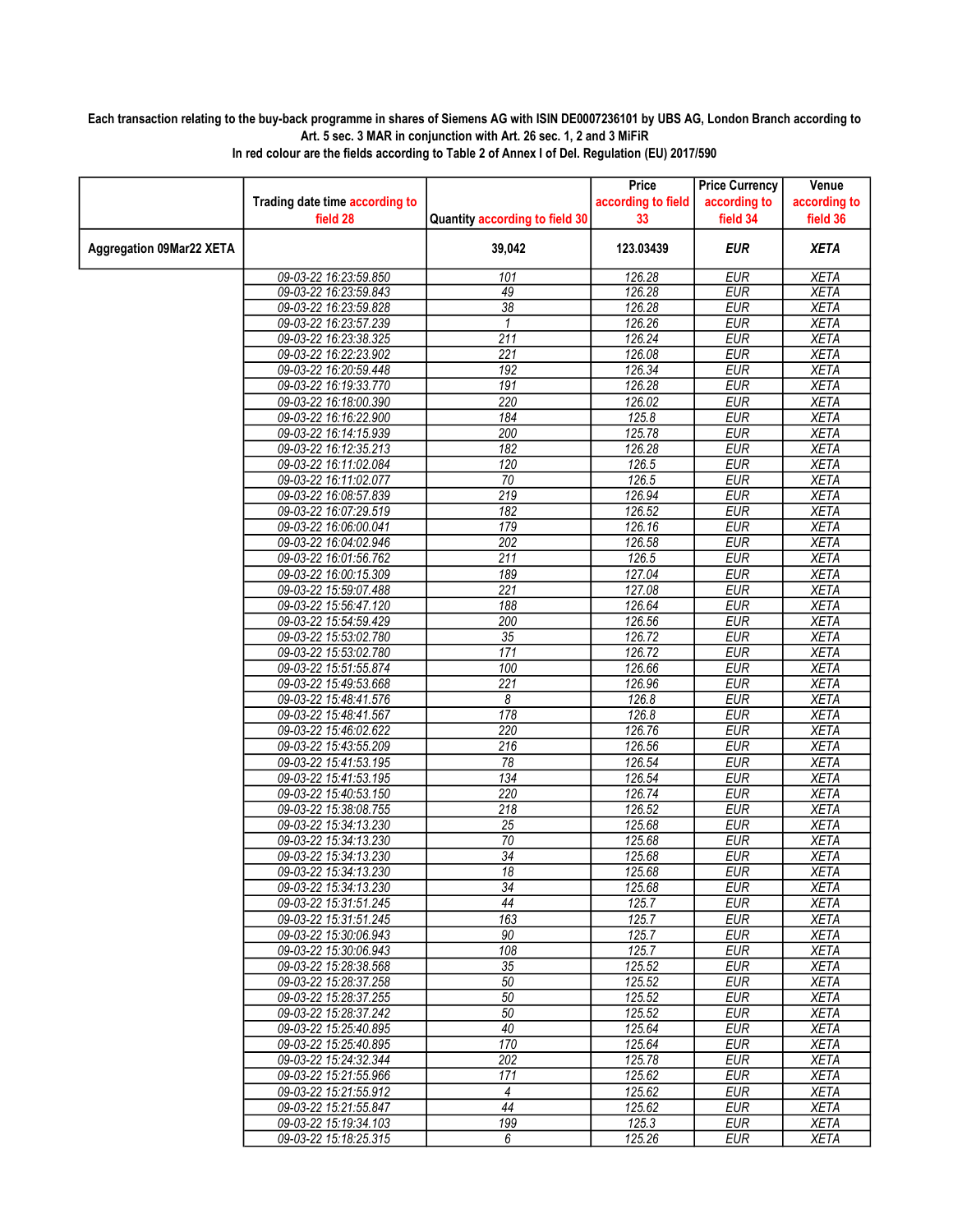**Each transaction relating to the buy-back programme in shares of Siemens AG with ISIN DE0007236101 by UBS AG, London Branch according to Art. 5 sec. 3 MAR in conjunction with Art. 26 sec. 1, 2 and 3 MiFiR**

**In red colour are the fields according to Table 2 of Annex I of Del. Regulation (EU) 2017/590**

| | Trading date time according to field 28 | Quantity according to field 30 | Price according to field 33 | Price Currency according to field 34 | Venue according to field 36 |
|---|---|---|---|---|---|
| **Aggregation 09Mar22 XETA** | | **39,042** | **123.03439** | ***EUR*** | ***XETA*** |
| | 09-03-22 16:23:59.850 | 101 | 126.28 | EUR | XETA |
| | 09-03-22 16:23:59.843 | 49 | 126.28 | EUR | XETA |
| | 09-03-22 16:23:59.828 | 38 | 126.28 | EUR | XETA |
| | 09-03-22 16:23:57.239 | 1 | 126.26 | EUR | XETA |
| | 09-03-22 16:23:38.325 | 211 | 126.24 | EUR | XETA |
| | 09-03-22 16:22:23.902 | 221 | 126.08 | EUR | XETA |
| | 09-03-22 16:20:59.448 | 192 | 126.34 | EUR | XETA |
| | 09-03-22 16:19:33.770 | 191 | 126.28 | EUR | XETA |
| | 09-03-22 16:18:00.390 | 220 | 126.02 | EUR | XETA |
| | 09-03-22 16:16:22.900 | 184 | 125.8 | EUR | XETA |
| | 09-03-22 16:14:15.939 | 200 | 125.78 | EUR | XETA |
| | 09-03-22 16:12:35.213 | 182 | 126.28 | EUR | XETA |
| | 09-03-22 16:11:02.084 | 120 | 126.5 | EUR | XETA |
| | 09-03-22 16:11:02.077 | 70 | 126.5 | EUR | XETA |
| | 09-03-22 16:08:57.839 | 219 | 126.94 | EUR | XETA |
| | 09-03-22 16:07:29.519 | 182 | 126.52 | EUR | XETA |
| | 09-03-22 16:06:00.041 | 179 | 126.16 | EUR | XETA |
| | 09-03-22 16:04:02.946 | 202 | 126.58 | EUR | XETA |
| | 09-03-22 16:01:56.762 | 211 | 126.5 | EUR | XETA |
| | 09-03-22 16:00:15.309 | 189 | 127.04 | EUR | XETA |
| | 09-03-22 15:59:07.488 | 221 | 127.08 | EUR | XETA |
| | 09-03-22 15:56:47.120 | 188 | 126.64 | EUR | XETA |
| | 09-03-22 15:54:59.429 | 200 | 126.56 | EUR | XETA |
| | 09-03-22 15:53:02.780 | 35 | 126.72 | EUR | XETA |
| | 09-03-22 15:53:02.780 | 171 | 126.72 | EUR | XETA |
| | 09-03-22 15:51:55.874 | 100 | 126.66 | EUR | XETA |
| | 09-03-22 15:49:53.668 | 221 | 126.96 | EUR | XETA |
| | 09-03-22 15:48:41.576 | 8 | 126.8 | EUR | XETA |
| | 09-03-22 15:48:41.567 | 178 | 126.8 | EUR | XETA |
| | 09-03-22 15:46:02.622 | 220 | 126.76 | EUR | XETA |
| | 09-03-22 15:43:55.209 | 216 | 126.56 | EUR | XETA |
| | 09-03-22 15:41:53.195 | 78 | 126.54 | EUR | XETA |
| | 09-03-22 15:41:53.195 | 134 | 126.54 | EUR | XETA |
| | 09-03-22 15:40:53.150 | 220 | 126.74 | EUR | XETA |
| | 09-03-22 15:38:08.755 | 218 | 126.52 | EUR | XETA |
| | 09-03-22 15:34:13.230 | 25 | 125.68 | EUR | XETA |
| | 09-03-22 15:34:13.230 | 70 | 125.68 | EUR | XETA |
| | 09-03-22 15:34:13.230 | 34 | 125.68 | EUR | XETA |
| | 09-03-22 15:34:13.230 | 18 | 125.68 | EUR | XETA |
| | 09-03-22 15:34:13.230 | 34 | 125.68 | EUR | XETA |
| | 09-03-22 15:31:51.245 | 44 | 125.7 | EUR | XETA |
| | 09-03-22 15:31:51.245 | 163 | 125.7 | EUR | XETA |
| | 09-03-22 15:30:06.943 | 90 | 125.7 | EUR | XETA |
| | 09-03-22 15:30:06.943 | 108 | 125.7 | EUR | XETA |
| | 09-03-22 15:28:38.568 | 35 | 125.52 | EUR | XETA |
| | 09-03-22 15:28:37.258 | 50 | 125.52 | EUR | XETA |
| | 09-03-22 15:28:37.255 | 50 | 125.52 | EUR | XETA |
| | 09-03-22 15:28:37.242 | 50 | 125.52 | EUR | XETA |
| | 09-03-22 15:25:40.895 | 40 | 125.64 | EUR | XETA |
| | 09-03-22 15:25:40.895 | 170 | 125.64 | EUR | XETA |
| | 09-03-22 15:24:32.344 | 202 | 125.78 | EUR | XETA |
| | 09-03-22 15:21:55.966 | 171 | 125.62 | EUR | XETA |
| | 09-03-22 15:21:55.912 | 4 | 125.62 | EUR | XETA |
| | 09-03-22 15:21:55.847 | 44 | 125.62 | EUR | XETA |
| | 09-03-22 15:19:34.103 | 199 | 125.3 | EUR | XETA |
| | 09-03-22 15:18:25.315 | 6 | 125.26 | EUR | XETA |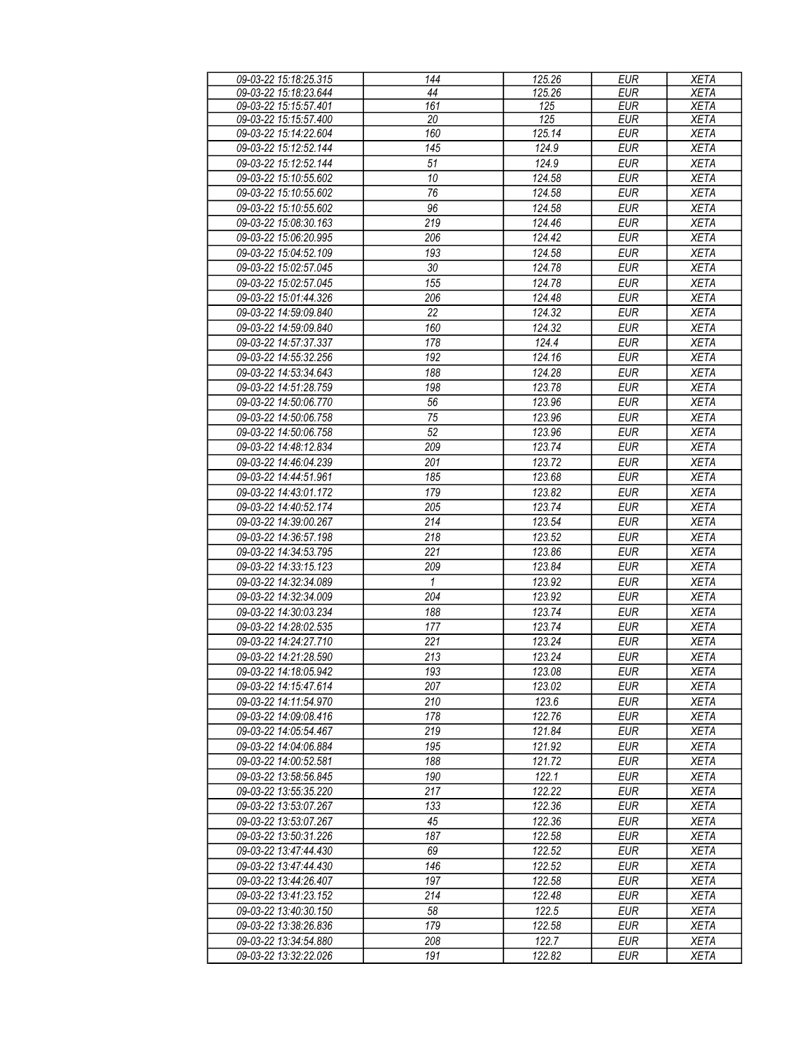| 09-03-22 15:18:25.315 | 144 | 125.26 | EUR | XETA |
|---|---|---|---|---|
| 09-03-22 15:18:23.644 | 44 | 125.26 | EUR | XETA |
| 09-03-22 15:15:57.401 | 161 | 125 | EUR | XETA |
| 09-03-22 15:15:57.400 | 20 | 125 | EUR | XETA |
| 09-03-22 15:14:22.604 | 160 | 125.14 | EUR | XETA |
| 09-03-22 15:12:52.144 | 145 | 124.9 | EUR | XETA |
| 09-03-22 15:12:52.144 | 51 | 124.9 | EUR | XETA |
| 09-03-22 15:10:55.602 | 10 | 124.58 | EUR | XETA |
| 09-03-22 15:10:55.602 | 76 | 124.58 | EUR | XETA |
| 09-03-22 15:10:55.602 | 96 | 124.58 | EUR | XETA |
| 09-03-22 15:08:30.163 | 219 | 124.46 | EUR | XETA |
| 09-03-22 15:06:20.995 | 206 | 124.42 | EUR | XETA |
| 09-03-22 15:04:52.109 | 193 | 124.58 | EUR | XETA |
| 09-03-22 15:02:57.045 | 30 | 124.78 | EUR | XETA |
| 09-03-22 15:02:57.045 | 155 | 124.78 | EUR | XETA |
| 09-03-22 15:01:44.326 | 206 | 124.48 | EUR | XETA |
| 09-03-22 14:59:09.840 | 22 | 124.32 | EUR | XETA |
| 09-03-22 14:59:09.840 | 160 | 124.32 | EUR | XETA |
| 09-03-22 14:57:37.337 | 178 | 124.4 | EUR | XETA |
| 09-03-22 14:55:32.256 | 192 | 124.16 | EUR | XETA |
| 09-03-22 14:53:34.643 | 188 | 124.28 | EUR | XETA |
| 09-03-22 14:51:28.759 | 198 | 123.78 | EUR | XETA |
| 09-03-22 14:50:06.770 | 56 | 123.96 | EUR | XETA |
| 09-03-22 14:50:06.758 | 75 | 123.96 | EUR | XETA |
| 09-03-22 14:50:06.758 | 52 | 123.96 | EUR | XETA |
| 09-03-22 14:48:12.834 | 209 | 123.74 | EUR | XETA |
| 09-03-22 14:46:04.239 | 201 | 123.72 | EUR | XETA |
| 09-03-22 14:44:51.961 | 185 | 123.68 | EUR | XETA |
| 09-03-22 14:43:01.172 | 179 | 123.82 | EUR | XETA |
| 09-03-22 14:40:52.174 | 205 | 123.74 | EUR | XETA |
| 09-03-22 14:39:00.267 | 214 | 123.54 | EUR | XETA |
| 09-03-22 14:36:57.198 | 218 | 123.52 | EUR | XETA |
| 09-03-22 14:34:53.795 | 221 | 123.86 | EUR | XETA |
| 09-03-22 14:33:15.123 | 209 | 123.84 | EUR | XETA |
| 09-03-22 14:32:34.089 | 1 | 123.92 | EUR | XETA |
| 09-03-22 14:32:34.009 | 204 | 123.92 | EUR | XETA |
| 09-03-22 14:30:03.234 | 188 | 123.74 | EUR | XETA |
| 09-03-22 14:28:02.535 | 177 | 123.74 | EUR | XETA |
| 09-03-22 14:24:27.710 | 221 | 123.24 | EUR | XETA |
| 09-03-22 14:21:28.590 | 213 | 123.24 | EUR | XETA |
| 09-03-22 14:18:05.942 | 193 | 123.08 | EUR | XETA |
| 09-03-22 14:15:47.614 | 207 | 123.02 | EUR | XETA |
| 09-03-22 14:11:54.970 | 210 | 123.6 | EUR | XETA |
| 09-03-22 14:09:08.416 | 178 | 122.76 | EUR | XETA |
| 09-03-22 14:05:54.467 | 219 | 121.84 | EUR | XETA |
| 09-03-22 14:04:06.884 | 195 | 121.92 | EUR | XETA |
| 09-03-22 14:00:52.581 | 188 | 121.72 | EUR | XETA |
| 09-03-22 13:58:56.845 | 190 | 122.1 | EUR | XETA |
| 09-03-22 13:55:35.220 | 217 | 122.22 | EUR | XETA |
| 09-03-22 13:53:07.267 | 133 | 122.36 | EUR | XETA |
| 09-03-22 13:53:07.267 | 45 | 122.36 | EUR | XETA |
| 09-03-22 13:50:31.226 | 187 | 122.58 | EUR | XETA |
| 09-03-22 13:47:44.430 | 69 | 122.52 | EUR | XETA |
| 09-03-22 13:47:44.430 | 146 | 122.52 | EUR | XETA |
| 09-03-22 13:44:26.407 | 197 | 122.58 | EUR | XETA |
| 09-03-22 13:41:23.152 | 214 | 122.48 | EUR | XETA |
| 09-03-22 13:40:30.150 | 58 | 122.5 | EUR | XETA |
| 09-03-22 13:38:26.836 | 179 | 122.58 | EUR | XETA |
| 09-03-22 13:34:54.880 | 208 | 122.7 | EUR | XETA |
| 09-03-22 13:32:22.026 | 191 | 122.82 | EUR | XETA |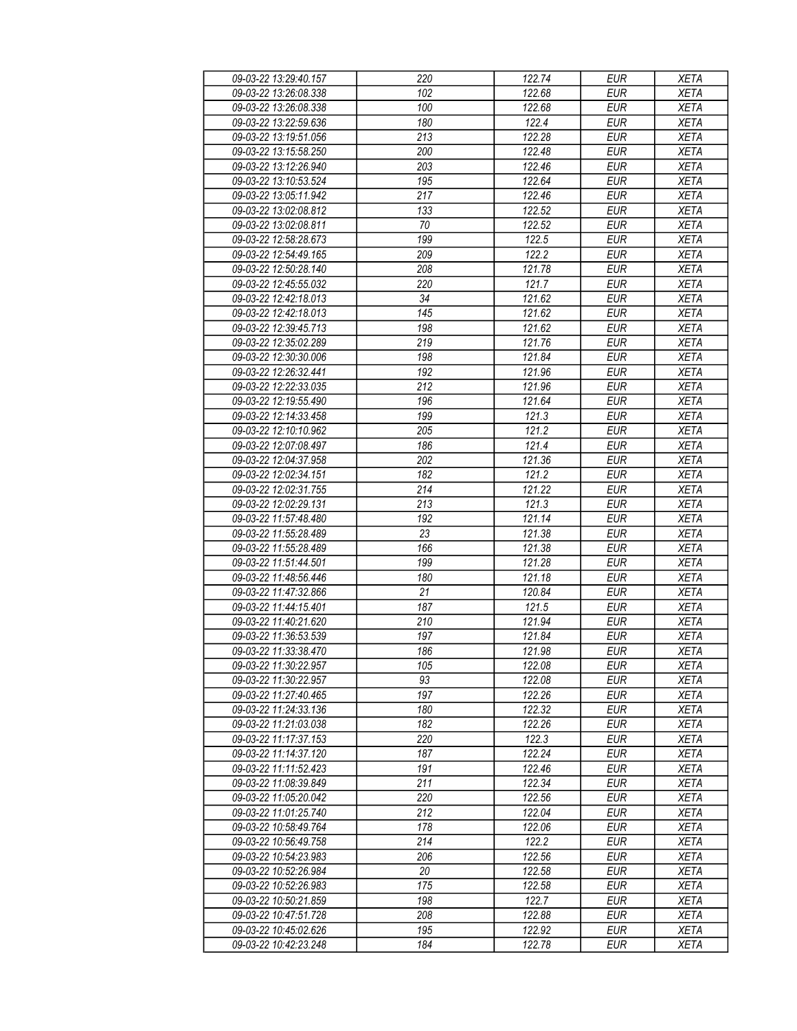| 09-03-22 13:29:40.157 | 220 | 122.74 | EUR | XETA |
|---|---|---|---|---|
| 09-03-22 13:26:08.338 | 102 | 122.68 | EUR | XETA |
| 09-03-22 13:26:08.338 | 100 | 122.68 | EUR | XETA |
| 09-03-22 13:22:59.636 | 180 | 122.4 | EUR | XETA |
| 09-03-22 13:19:51.056 | 213 | 122.28 | EUR | XETA |
| 09-03-22 13:15:58.250 | 200 | 122.48 | EUR | XETA |
| 09-03-22 13:12:26.940 | 203 | 122.46 | EUR | XETA |
| 09-03-22 13:10:53.524 | 195 | 122.64 | EUR | XETA |
| 09-03-22 13:05:11.942 | 217 | 122.46 | EUR | XETA |
| 09-03-22 13:02:08.812 | 133 | 122.52 | EUR | XETA |
| 09-03-22 13:02:08.811 | 70 | 122.52 | EUR | XETA |
| 09-03-22 12:58:28.673 | 199 | 122.5 | EUR | XETA |
| 09-03-22 12:54:49.165 | 209 | 122.2 | EUR | XETA |
| 09-03-22 12:50:28.140 | 208 | 121.78 | EUR | XETA |
| 09-03-22 12:45:55.032 | 220 | 121.7 | EUR | XETA |
| 09-03-22 12:42:18.013 | 34 | 121.62 | EUR | XETA |
| 09-03-22 12:42:18.013 | 145 | 121.62 | EUR | XETA |
| 09-03-22 12:39:45.713 | 198 | 121.62 | EUR | XETA |
| 09-03-22 12:35:02.289 | 219 | 121.76 | EUR | XETA |
| 09-03-22 12:30:30.006 | 198 | 121.84 | EUR | XETA |
| 09-03-22 12:26:32.441 | 192 | 121.96 | EUR | XETA |
| 09-03-22 12:22:33.035 | 212 | 121.96 | EUR | XETA |
| 09-03-22 12:19:55.490 | 196 | 121.64 | EUR | XETA |
| 09-03-22 12:14:33.458 | 199 | 121.3 | EUR | XETA |
| 09-03-22 12:10:10.962 | 205 | 121.2 | EUR | XETA |
| 09-03-22 12:07:08.497 | 186 | 121.4 | EUR | XETA |
| 09-03-22 12:04:37.958 | 202 | 121.36 | EUR | XETA |
| 09-03-22 12:02:34.151 | 182 | 121.2 | EUR | XETA |
| 09-03-22 12:02:31.755 | 214 | 121.22 | EUR | XETA |
| 09-03-22 12:02:29.131 | 213 | 121.3 | EUR | XETA |
| 09-03-22 11:57:48.480 | 192 | 121.14 | EUR | XETA |
| 09-03-22 11:55:28.489 | 23 | 121.38 | EUR | XETA |
| 09-03-22 11:55:28.489 | 166 | 121.38 | EUR | XETA |
| 09-03-22 11:51:44.501 | 199 | 121.28 | EUR | XETA |
| 09-03-22 11:48:56.446 | 180 | 121.18 | EUR | XETA |
| 09-03-22 11:47:32.866 | 21 | 120.84 | EUR | XETA |
| 09-03-22 11:44:15.401 | 187 | 121.5 | EUR | XETA |
| 09-03-22 11:40:21.620 | 210 | 121.94 | EUR | XETA |
| 09-03-22 11:36:53.539 | 197 | 121.84 | EUR | XETA |
| 09-03-22 11:33:38.470 | 186 | 121.98 | EUR | XETA |
| 09-03-22 11:30:22.957 | 105 | 122.08 | EUR | XETA |
| 09-03-22 11:30:22.957 | 93 | 122.08 | EUR | XETA |
| 09-03-22 11:27:40.465 | 197 | 122.26 | EUR | XETA |
| 09-03-22 11:24:33.136 | 180 | 122.32 | EUR | XETA |
| 09-03-22 11:21:03.038 | 182 | 122.26 | EUR | XETA |
| 09-03-22 11:17:37.153 | 220 | 122.3 | EUR | XETA |
| 09-03-22 11:14:37.120 | 187 | 122.24 | EUR | XETA |
| 09-03-22 11:11:52.423 | 191 | 122.46 | EUR | XETA |
| 09-03-22 11:08:39.849 | 211 | 122.34 | EUR | XETA |
| 09-03-22 11:05:20.042 | 220 | 122.56 | EUR | XETA |
| 09-03-22 11:01:25.740 | 212 | 122.04 | EUR | XETA |
| 09-03-22 10:58:49.764 | 178 | 122.06 | EUR | XETA |
| 09-03-22 10:56:49.758 | 214 | 122.2 | EUR | XETA |
| 09-03-22 10:54:23.983 | 206 | 122.56 | EUR | XETA |
| 09-03-22 10:52:26.984 | 20 | 122.58 | EUR | XETA |
| 09-03-22 10:52:26.983 | 175 | 122.58 | EUR | XETA |
| 09-03-22 10:50:21.859 | 198 | 122.7 | EUR | XETA |
| 09-03-22 10:47:51.728 | 208 | 122.88 | EUR | XETA |
| 09-03-22 10:45:02.626 | 195 | 122.92 | EUR | XETA |
| 09-03-22 10:42:23.248 | 184 | 122.78 | EUR | XETA |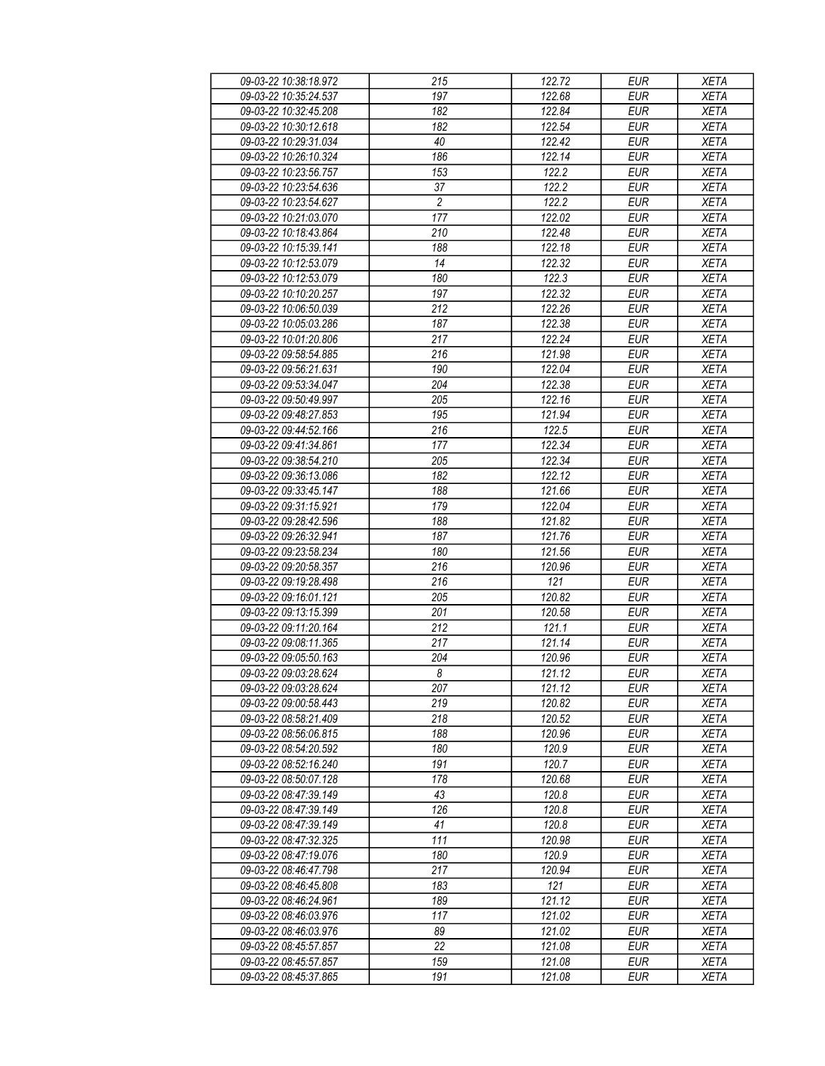| 09-03-22 10:38:18.972 | 215 | 122.72 | EUR | XETA |
|---|---|---|---|---|
| 09-03-22 10:35:24.537 | 197 | 122.68 | EUR | XETA |
| 09-03-22 10:32:45.208 | 182 | 122.84 | EUR | XETA |
| 09-03-22 10:30:12.618 | 182 | 122.54 | EUR | XETA |
| 09-03-22 10:29:31.034 | 40 | 122.42 | EUR | XETA |
| 09-03-22 10:26:10.324 | 186 | 122.14 | EUR | XETA |
| 09-03-22 10:23:56.757 | 153 | 122.2 | EUR | XETA |
| 09-03-22 10:23:54.636 | 37 | 122.2 | EUR | XETA |
| 09-03-22 10:23:54.627 | 2 | 122.2 | EUR | XETA |
| 09-03-22 10:21:03.070 | 177 | 122.02 | EUR | XETA |
| 09-03-22 10:18:43.864 | 210 | 122.48 | EUR | XETA |
| 09-03-22 10:15:39.141 | 188 | 122.18 | EUR | XETA |
| 09-03-22 10:12:53.079 | 14 | 122.32 | EUR | XETA |
| 09-03-22 10:12:53.079 | 180 | 122.3 | EUR | XETA |
| 09-03-22 10:10:20.257 | 197 | 122.32 | EUR | XETA |
| 09-03-22 10:06:50.039 | 212 | 122.26 | EUR | XETA |
| 09-03-22 10:05:03.286 | 187 | 122.38 | EUR | XETA |
| 09-03-22 10:01:20.806 | 217 | 122.24 | EUR | XETA |
| 09-03-22 09:58:54.885 | 216 | 121.98 | EUR | XETA |
| 09-03-22 09:56:21.631 | 190 | 122.04 | EUR | XETA |
| 09-03-22 09:53:34.047 | 204 | 122.38 | EUR | XETA |
| 09-03-22 09:50:49.997 | 205 | 122.16 | EUR | XETA |
| 09-03-22 09:48:27.853 | 195 | 121.94 | EUR | XETA |
| 09-03-22 09:44:52.166 | 216 | 122.5 | EUR | XETA |
| 09-03-22 09:41:34.861 | 177 | 122.34 | EUR | XETA |
| 09-03-22 09:38:54.210 | 205 | 122.34 | EUR | XETA |
| 09-03-22 09:36:13.086 | 182 | 122.12 | EUR | XETA |
| 09-03-22 09:33:45.147 | 188 | 121.66 | EUR | XETA |
| 09-03-22 09:31:15.921 | 179 | 122.04 | EUR | XETA |
| 09-03-22 09:28:42.596 | 188 | 121.82 | EUR | XETA |
| 09-03-22 09:26:32.941 | 187 | 121.76 | EUR | XETA |
| 09-03-22 09:23:58.234 | 180 | 121.56 | EUR | XETA |
| 09-03-22 09:20:58.357 | 216 | 120.96 | EUR | XETA |
| 09-03-22 09:19:28.498 | 216 | 121 | EUR | XETA |
| 09-03-22 09:16:01.121 | 205 | 120.82 | EUR | XETA |
| 09-03-22 09:13:15.399 | 201 | 120.58 | EUR | XETA |
| 09-03-22 09:11:20.164 | 212 | 121.1 | EUR | XETA |
| 09-03-22 09:08:11.365 | 217 | 121.14 | EUR | XETA |
| 09-03-22 09:05:50.163 | 204 | 120.96 | EUR | XETA |
| 09-03-22 09:03:28.624 | 8 | 121.12 | EUR | XETA |
| 09-03-22 09:03:28.624 | 207 | 121.12 | EUR | XETA |
| 09-03-22 09:00:58.443 | 219 | 120.82 | EUR | XETA |
| 09-03-22 08:58:21.409 | 218 | 120.52 | EUR | XETA |
| 09-03-22 08:56:06.815 | 188 | 120.96 | EUR | XETA |
| 09-03-22 08:54:20.592 | 180 | 120.9 | EUR | XETA |
| 09-03-22 08:52:16.240 | 191 | 120.7 | EUR | XETA |
| 09-03-22 08:50:07.128 | 178 | 120.68 | EUR | XETA |
| 09-03-22 08:47:39.149 | 43 | 120.8 | EUR | XETA |
| 09-03-22 08:47:39.149 | 126 | 120.8 | EUR | XETA |
| 09-03-22 08:47:39.149 | 41 | 120.8 | EUR | XETA |
| 09-03-22 08:47:32.325 | 111 | 120.98 | EUR | XETA |
| 09-03-22 08:47:19.076 | 180 | 120.9 | EUR | XETA |
| 09-03-22 08:46:47.798 | 217 | 120.94 | EUR | XETA |
| 09-03-22 08:46:45.808 | 183 | 121 | EUR | XETA |
| 09-03-22 08:46:24.961 | 189 | 121.12 | EUR | XETA |
| 09-03-22 08:46:03.976 | 117 | 121.02 | EUR | XETA |
| 09-03-22 08:46:03.976 | 89 | 121.02 | EUR | XETA |
| 09-03-22 08:45:57.857 | 22 | 121.08 | EUR | XETA |
| 09-03-22 08:45:57.857 | 159 | 121.08 | EUR | XETA |
| 09-03-22 08:45:37.865 | 191 | 121.08 | EUR | XETA |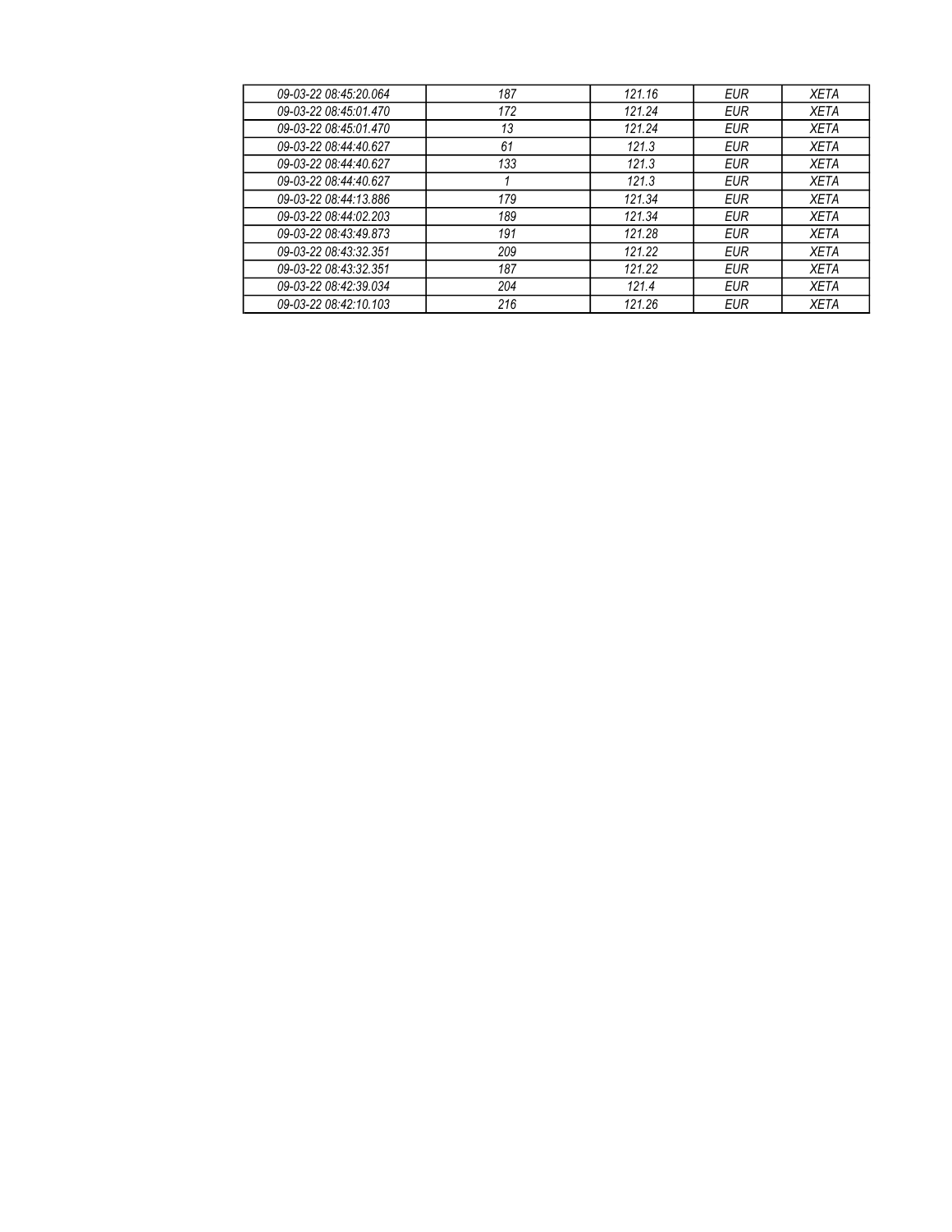| 09-03-22 08:45:20.064 | 187 | 121.16 | EUR | XETA |
|---|---|---|---|---|
| 09-03-22 08:45:01.470 | 172 | 121.24 | EUR | XETA |
| 09-03-22 08:45:01.470 | 13 | 121.24 | EUR | XETA |
| 09-03-22 08:44:40.627 | 61 | 121.3 | EUR | XETA |
| 09-03-22 08:44:40.627 | 133 | 121.3 | EUR | XETA |
| 09-03-22 08:44:40.627 | 1 | 121.3 | EUR | XETA |
| 09-03-22 08:44:13.886 | 179 | 121.34 | EUR | XETA |
| 09-03-22 08:44:02.203 | 189 | 121.34 | EUR | XETA |
| 09-03-22 08:43:49.873 | 191 | 121.28 | EUR | XETA |
| 09-03-22 08:43:32.351 | 209 | 121.22 | EUR | XETA |
| 09-03-22 08:43:32.351 | 187 | 121.22 | EUR | XETA |
| 09-03-22 08:42:39.034 | 204 | 121.4 | EUR | XETA |
| 09-03-22 08:42:10.103 | 216 | 121.26 | EUR | XETA |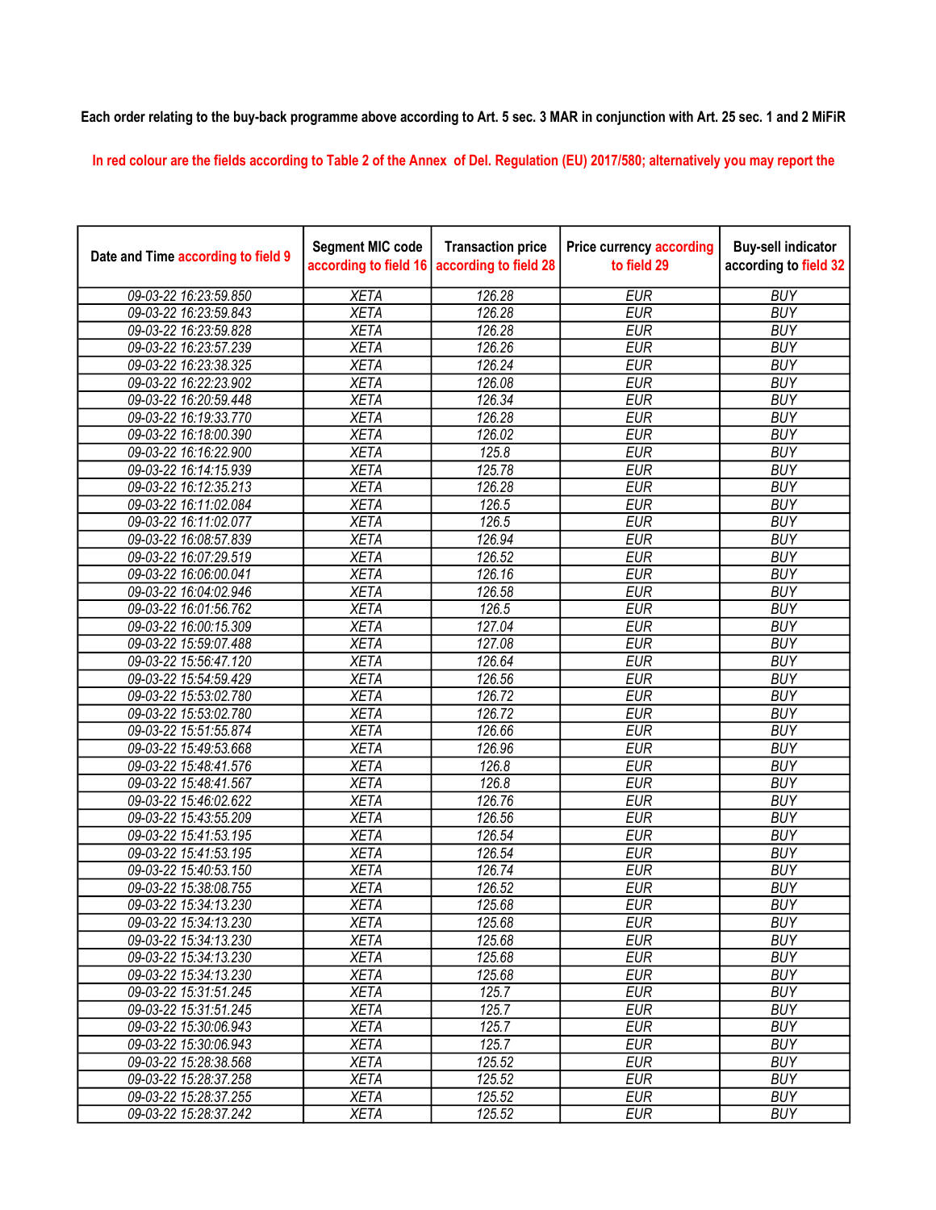Each order relating to the buy-back programme above according to Art. 5 sec. 3 MAR in conjunction with Art. 25 sec. 1 and 2 MiFiR

In red colour are the fields according to Table 2 of the Annex of Del. Regulation (EU) 2017/580; alternatively you may report the

| Date and Time according to field 9 | Segment MIC code according to field 16 | Transaction price according to field 28 | Price currency according to field 29 | Buy-sell indicator according to field 32 |
|---|---|---|---|---|
| 09-03-22 16:23:59.850 | XETA | 126.28 | EUR | BUY |
| 09-03-22 16:23:59.843 | XETA | 126.28 | EUR | BUY |
| 09-03-22 16:23:59.828 | XETA | 126.28 | EUR | BUY |
| 09-03-22 16:23:57.239 | XETA | 126.26 | EUR | BUY |
| 09-03-22 16:23:38.325 | XETA | 126.24 | EUR | BUY |
| 09-03-22 16:22:23.902 | XETA | 126.08 | EUR | BUY |
| 09-03-22 16:20:59.448 | XETA | 126.34 | EUR | BUY |
| 09-03-22 16:19:33.770 | XETA | 126.28 | EUR | BUY |
| 09-03-22 16:18:00.390 | XETA | 126.02 | EUR | BUY |
| 09-03-22 16:16:22.900 | XETA | 125.8 | EUR | BUY |
| 09-03-22 16:14:15.939 | XETA | 125.78 | EUR | BUY |
| 09-03-22 16:12:35.213 | XETA | 126.28 | EUR | BUY |
| 09-03-22 16:11:02.084 | XETA | 126.5 | EUR | BUY |
| 09-03-22 16:11:02.077 | XETA | 126.5 | EUR | BUY |
| 09-03-22 16:08:57.839 | XETA | 126.94 | EUR | BUY |
| 09-03-22 16:07:29.519 | XETA | 126.52 | EUR | BUY |
| 09-03-22 16:06:00.041 | XETA | 126.16 | EUR | BUY |
| 09-03-22 16:04:02.946 | XETA | 126.58 | EUR | BUY |
| 09-03-22 16:01:56.762 | XETA | 126.5 | EUR | BUY |
| 09-03-22 16:00:15.309 | XETA | 127.04 | EUR | BUY |
| 09-03-22 15:59:07.488 | XETA | 127.08 | EUR | BUY |
| 09-03-22 15:56:47.120 | XETA | 126.64 | EUR | BUY |
| 09-03-22 15:54:59.429 | XETA | 126.56 | EUR | BUY |
| 09-03-22 15:53:02.780 | XETA | 126.72 | EUR | BUY |
| 09-03-22 15:53:02.780 | XETA | 126.72 | EUR | BUY |
| 09-03-22 15:51:55.874 | XETA | 126.66 | EUR | BUY |
| 09-03-22 15:49:53.668 | XETA | 126.96 | EUR | BUY |
| 09-03-22 15:48:41.576 | XETA | 126.8 | EUR | BUY |
| 09-03-22 15:48:41.567 | XETA | 126.8 | EUR | BUY |
| 09-03-22 15:46:02.622 | XETA | 126.76 | EUR | BUY |
| 09-03-22 15:43:55.209 | XETA | 126.56 | EUR | BUY |
| 09-03-22 15:41:53.195 | XETA | 126.54 | EUR | BUY |
| 09-03-22 15:41:53.195 | XETA | 126.54 | EUR | BUY |
| 09-03-22 15:40:53.150 | XETA | 126.74 | EUR | BUY |
| 09-03-22 15:38:08.755 | XETA | 126.52 | EUR | BUY |
| 09-03-22 15:34:13.230 | XETA | 125.68 | EUR | BUY |
| 09-03-22 15:34:13.230 | XETA | 125.68 | EUR | BUY |
| 09-03-22 15:34:13.230 | XETA | 125.68 | EUR | BUY |
| 09-03-22 15:34:13.230 | XETA | 125.68 | EUR | BUY |
| 09-03-22 15:34:13.230 | XETA | 125.68 | EUR | BUY |
| 09-03-22 15:31:51.245 | XETA | 125.7 | EUR | BUY |
| 09-03-22 15:31:51.245 | XETA | 125.7 | EUR | BUY |
| 09-03-22 15:30:06.943 | XETA | 125.7 | EUR | BUY |
| 09-03-22 15:30:06.943 | XETA | 125.7 | EUR | BUY |
| 09-03-22 15:28:38.568 | XETA | 125.52 | EUR | BUY |
| 09-03-22 15:28:37.258 | XETA | 125.52 | EUR | BUY |
| 09-03-22 15:28:37.255 | XETA | 125.52 | EUR | BUY |
| 09-03-22 15:28:37.242 | XETA | 125.52 | EUR | BUY |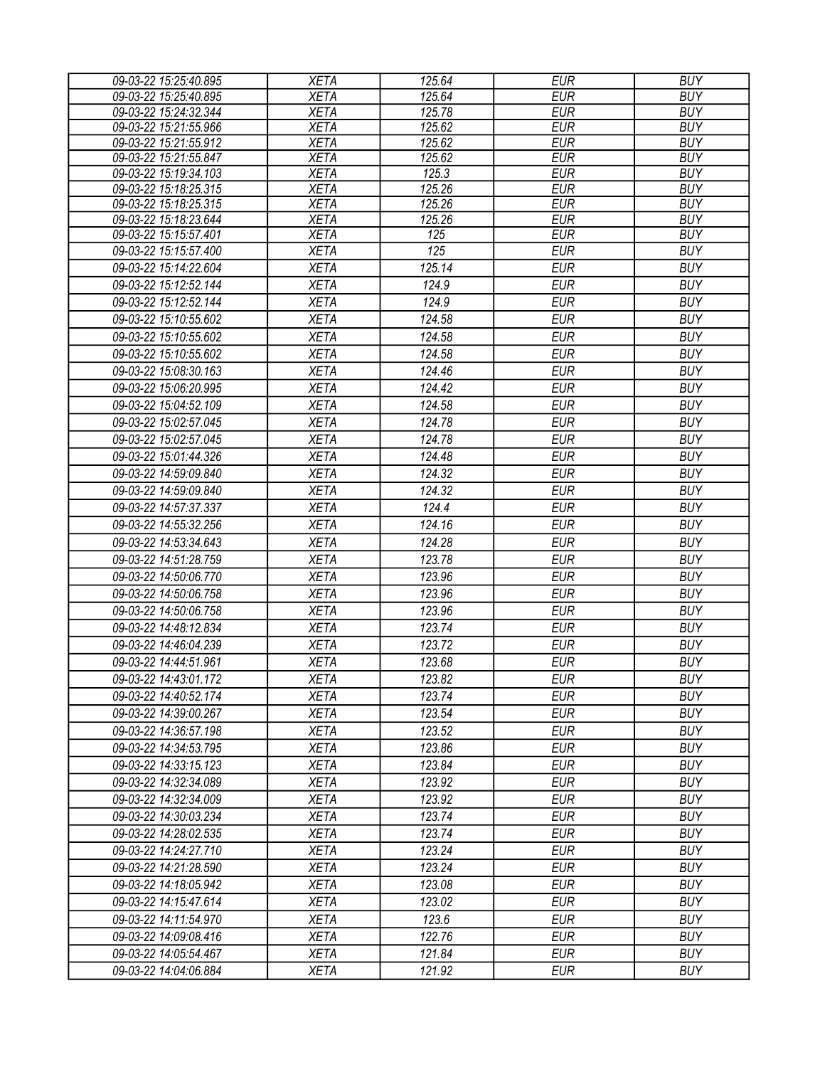| | | | | |
|---|---|---|---|---|
| 09-03-22 15:25:40.895 | XETA | 125.64 | EUR | BUY |
| 09-03-22 15:25:40.895 | XETA | 125.64 | EUR | BUY |
| 09-03-22 15:24:32.344 | XETA | 125.78 | EUR | BUY |
| 09-03-22 15:21:55.966 | XETA | 125.62 | EUR | BUY |
| 09-03-22 15:21:55.912 | XETA | 125.62 | EUR | BUY |
| 09-03-22 15:21:55.847 | XETA | 125.62 | EUR | BUY |
| 09-03-22 15:19:34.103 | XETA | 125.3 | EUR | BUY |
| 09-03-22 15:18:25.315 | XETA | 125.26 | EUR | BUY |
| 09-03-22 15:18:25.315 | XETA | 125.26 | EUR | BUY |
| 09-03-22 15:18:23.644 | XETA | 125.26 | EUR | BUY |
| 09-03-22 15:15:57.401 | XETA | 125 | EUR | BUY |
| 09-03-22 15:15:57.400 | XETA | 125 | EUR | BUY |
| 09-03-22 15:14:22.604 | XETA | 125.14 | EUR | BUY |
| 09-03-22 15:12:52.144 | XETA | 124.9 | EUR | BUY |
| 09-03-22 15:12:52.144 | XETA | 124.9 | EUR | BUY |
| 09-03-22 15:10:55.602 | XETA | 124.58 | EUR | BUY |
| 09-03-22 15:10:55.602 | XETA | 124.58 | EUR | BUY |
| 09-03-22 15:10:55.602 | XETA | 124.58 | EUR | BUY |
| 09-03-22 15:08:30.163 | XETA | 124.46 | EUR | BUY |
| 09-03-22 15:06:20.995 | XETA | 124.42 | EUR | BUY |
| 09-03-22 15:04:52.109 | XETA | 124.58 | EUR | BUY |
| 09-03-22 15:02:57.045 | XETA | 124.78 | EUR | BUY |
| 09-03-22 15:02:57.045 | XETA | 124.78 | EUR | BUY |
| 09-03-22 15:01:44.326 | XETA | 124.48 | EUR | BUY |
| 09-03-22 14:59:09.840 | XETA | 124.32 | EUR | BUY |
| 09-03-22 14:59:09.840 | XETA | 124.32 | EUR | BUY |
| 09-03-22 14:57:37.337 | XETA | 124.4 | EUR | BUY |
| 09-03-22 14:55:32.256 | XETA | 124.16 | EUR | BUY |
| 09-03-22 14:53:34.643 | XETA | 124.28 | EUR | BUY |
| 09-03-22 14:51:28.759 | XETA | 123.78 | EUR | BUY |
| 09-03-22 14:50:06.770 | XETA | 123.96 | EUR | BUY |
| 09-03-22 14:50:06.758 | XETA | 123.96 | EUR | BUY |
| 09-03-22 14:50:06.758 | XETA | 123.96 | EUR | BUY |
| 09-03-22 14:48:12.834 | XETA | 123.74 | EUR | BUY |
| 09-03-22 14:46:04.239 | XETA | 123.72 | EUR | BUY |
| 09-03-22 14:44:51.961 | XETA | 123.68 | EUR | BUY |
| 09-03-22 14:43:01.172 | XETA | 123.82 | EUR | BUY |
| 09-03-22 14:40:52.174 | XETA | 123.74 | EUR | BUY |
| 09-03-22 14:39:00.267 | XETA | 123.54 | EUR | BUY |
| 09-03-22 14:36:57.198 | XETA | 123.52 | EUR | BUY |
| 09-03-22 14:34:53.795 | XETA | 123.86 | EUR | BUY |
| 09-03-22 14:33:15.123 | XETA | 123.84 | EUR | BUY |
| 09-03-22 14:32:34.089 | XETA | 123.92 | EUR | BUY |
| 09-03-22 14:32:34.009 | XETA | 123.92 | EUR | BUY |
| 09-03-22 14:30:03.234 | XETA | 123.74 | EUR | BUY |
| 09-03-22 14:28:02.535 | XETA | 123.74 | EUR | BUY |
| 09-03-22 14:24:27.710 | XETA | 123.24 | EUR | BUY |
| 09-03-22 14:21:28.590 | XETA | 123.24 | EUR | BUY |
| 09-03-22 14:18:05.942 | XETA | 123.08 | EUR | BUY |
| 09-03-22 14:15:47.614 | XETA | 123.02 | EUR | BUY |
| 09-03-22 14:11:54.970 | XETA | 123.6 | EUR | BUY |
| 09-03-22 14:09:08.416 | XETA | 122.76 | EUR | BUY |
| 09-03-22 14:05:54.467 | XETA | 121.84 | EUR | BUY |
| 09-03-22 14:04:06.884 | XETA | 121.92 | EUR | BUY |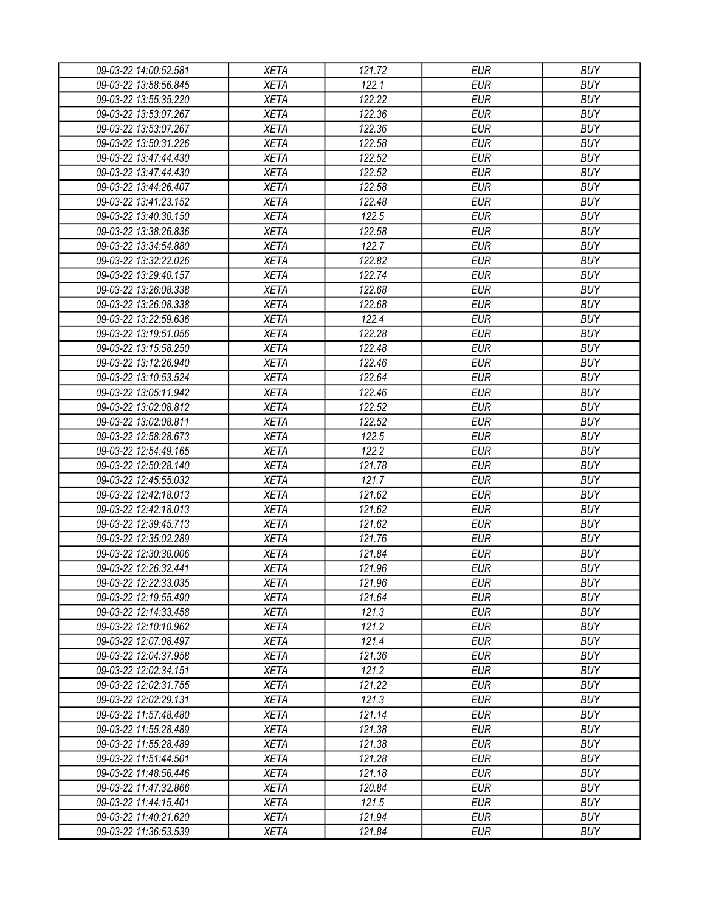| 09-03-22 14:00:52.581 | XETA | 121.72 | EUR | BUY |
|---|---|---|---|---|
| 09-03-22 13:58:56.845 | XETA | 122.1 | EUR | BUY |
| 09-03-22 13:55:35.220 | XETA | 122.22 | EUR | BUY |
| 09-03-22 13:53:07.267 | XETA | 122.36 | EUR | BUY |
| 09-03-22 13:53:07.267 | XETA | 122.36 | EUR | BUY |
| 09-03-22 13:50:31.226 | XETA | 122.58 | EUR | BUY |
| 09-03-22 13:47:44.430 | XETA | 122.52 | EUR | BUY |
| 09-03-22 13:47:44.430 | XETA | 122.52 | EUR | BUY |
| 09-03-22 13:44:26.407 | XETA | 122.58 | EUR | BUY |
| 09-03-22 13:41:23.152 | XETA | 122.48 | EUR | BUY |
| 09-03-22 13:40:30.150 | XETA | 122.5 | EUR | BUY |
| 09-03-22 13:38:26.836 | XETA | 122.58 | EUR | BUY |
| 09-03-22 13:34:54.880 | XETA | 122.7 | EUR | BUY |
| 09-03-22 13:32:22.026 | XETA | 122.82 | EUR | BUY |
| 09-03-22 13:29:40.157 | XETA | 122.74 | EUR | BUY |
| 09-03-22 13:26:08.338 | XETA | 122.68 | EUR | BUY |
| 09-03-22 13:26:08.338 | XETA | 122.68 | EUR | BUY |
| 09-03-22 13:22:59.636 | XETA | 122.4 | EUR | BUY |
| 09-03-22 13:19:51.056 | XETA | 122.28 | EUR | BUY |
| 09-03-22 13:15:58.250 | XETA | 122.48 | EUR | BUY |
| 09-03-22 13:12:26.940 | XETA | 122.46 | EUR | BUY |
| 09-03-22 13:10:53.524 | XETA | 122.64 | EUR | BUY |
| 09-03-22 13:05:11.942 | XETA | 122.46 | EUR | BUY |
| 09-03-22 13:02:08.812 | XETA | 122.52 | EUR | BUY |
| 09-03-22 13:02:08.811 | XETA | 122.52 | EUR | BUY |
| 09-03-22 12:58:28.673 | XETA | 122.5 | EUR | BUY |
| 09-03-22 12:54:49.165 | XETA | 122.2 | EUR | BUY |
| 09-03-22 12:50:28.140 | XETA | 121.78 | EUR | BUY |
| 09-03-22 12:45:55.032 | XETA | 121.7 | EUR | BUY |
| 09-03-22 12:42:18.013 | XETA | 121.62 | EUR | BUY |
| 09-03-22 12:42:18.013 | XETA | 121.62 | EUR | BUY |
| 09-03-22 12:39:45.713 | XETA | 121.62 | EUR | BUY |
| 09-03-22 12:35:02.289 | XETA | 121.76 | EUR | BUY |
| 09-03-22 12:30:30.006 | XETA | 121.84 | EUR | BUY |
| 09-03-22 12:26:32.441 | XETA | 121.96 | EUR | BUY |
| 09-03-22 12:22:33.035 | XETA | 121.96 | EUR | BUY |
| 09-03-22 12:19:55.490 | XETA | 121.64 | EUR | BUY |
| 09-03-22 12:14:33.458 | XETA | 121.3 | EUR | BUY |
| 09-03-22 12:10:10.962 | XETA | 121.2 | EUR | BUY |
| 09-03-22 12:07:08.497 | XETA | 121.4 | EUR | BUY |
| 09-03-22 12:04:37.958 | XETA | 121.36 | EUR | BUY |
| 09-03-22 12:02:34.151 | XETA | 121.2 | EUR | BUY |
| 09-03-22 12:02:31.755 | XETA | 121.22 | EUR | BUY |
| 09-03-22 12:02:29.131 | XETA | 121.3 | EUR | BUY |
| 09-03-22 11:57:48.480 | XETA | 121.14 | EUR | BUY |
| 09-03-22 11:55:28.489 | XETA | 121.38 | EUR | BUY |
| 09-03-22 11:55:28.489 | XETA | 121.38 | EUR | BUY |
| 09-03-22 11:51:44.501 | XETA | 121.28 | EUR | BUY |
| 09-03-22 11:48:56.446 | XETA | 121.18 | EUR | BUY |
| 09-03-22 11:47:32.866 | XETA | 120.84 | EUR | BUY |
| 09-03-22 11:44:15.401 | XETA | 121.5 | EUR | BUY |
| 09-03-22 11:40:21.620 | XETA | 121.94 | EUR | BUY |
| 09-03-22 11:36:53.539 | XETA | 121.84 | EUR | BUY |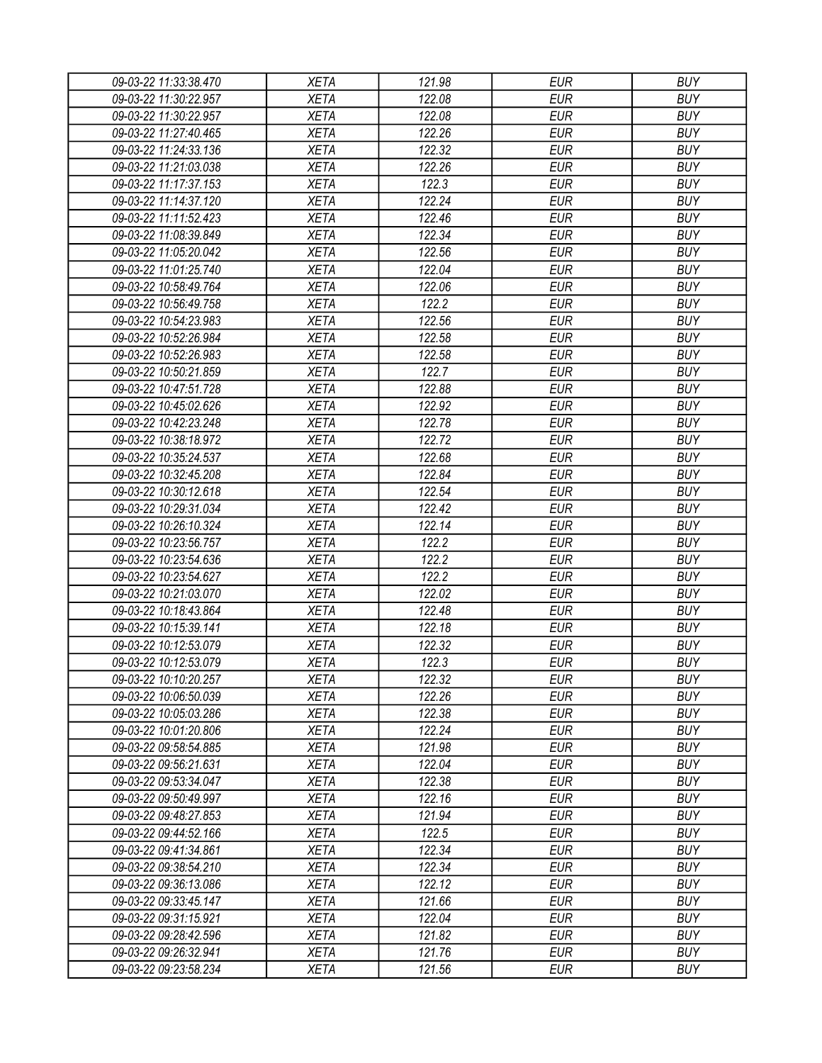| 09-03-22 11:33:38.470 | XETA | 121.98 | EUR | BUY |
|---|---|---|---|---|
| 09-03-22 11:30:22.957 | XETA | 122.08 | EUR | BUY |
| 09-03-22 11:30:22.957 | XETA | 122.08 | EUR | BUY |
| 09-03-22 11:27:40.465 | XETA | 122.26 | EUR | BUY |
| 09-03-22 11:24:33.136 | XETA | 122.32 | EUR | BUY |
| 09-03-22 11:21:03.038 | XETA | 122.26 | EUR | BUY |
| 09-03-22 11:17:37.153 | XETA | 122.3 | EUR | BUY |
| 09-03-22 11:14:37.120 | XETA | 122.24 | EUR | BUY |
| 09-03-22 11:11:52.423 | XETA | 122.46 | EUR | BUY |
| 09-03-22 11:08:39.849 | XETA | 122.34 | EUR | BUY |
| 09-03-22 11:05:20.042 | XETA | 122.56 | EUR | BUY |
| 09-03-22 11:01:25.740 | XETA | 122.04 | EUR | BUY |
| 09-03-22 10:58:49.764 | XETA | 122.06 | EUR | BUY |
| 09-03-22 10:56:49.758 | XETA | 122.2 | EUR | BUY |
| 09-03-22 10:54:23.983 | XETA | 122.56 | EUR | BUY |
| 09-03-22 10:52:26.984 | XETA | 122.58 | EUR | BUY |
| 09-03-22 10:52:26.983 | XETA | 122.58 | EUR | BUY |
| 09-03-22 10:50:21.859 | XETA | 122.7 | EUR | BUY |
| 09-03-22 10:47:51.728 | XETA | 122.88 | EUR | BUY |
| 09-03-22 10:45:02.626 | XETA | 122.92 | EUR | BUY |
| 09-03-22 10:42:23.248 | XETA | 122.78 | EUR | BUY |
| 09-03-22 10:38:18.972 | XETA | 122.72 | EUR | BUY |
| 09-03-22 10:35:24.537 | XETA | 122.68 | EUR | BUY |
| 09-03-22 10:32:45.208 | XETA | 122.84 | EUR | BUY |
| 09-03-22 10:30:12.618 | XETA | 122.54 | EUR | BUY |
| 09-03-22 10:29:31.034 | XETA | 122.42 | EUR | BUY |
| 09-03-22 10:26:10.324 | XETA | 122.14 | EUR | BUY |
| 09-03-22 10:23:56.757 | XETA | 122.2 | EUR | BUY |
| 09-03-22 10:23:54.636 | XETA | 122.2 | EUR | BUY |
| 09-03-22 10:23:54.627 | XETA | 122.2 | EUR | BUY |
| 09-03-22 10:21:03.070 | XETA | 122.02 | EUR | BUY |
| 09-03-22 10:18:43.864 | XETA | 122.48 | EUR | BUY |
| 09-03-22 10:15:39.141 | XETA | 122.18 | EUR | BUY |
| 09-03-22 10:12:53.079 | XETA | 122.32 | EUR | BUY |
| 09-03-22 10:12:53.079 | XETA | 122.3 | EUR | BUY |
| 09-03-22 10:10:20.257 | XETA | 122.32 | EUR | BUY |
| 09-03-22 10:06:50.039 | XETA | 122.26 | EUR | BUY |
| 09-03-22 10:05:03.286 | XETA | 122.38 | EUR | BUY |
| 09-03-22 10:01:20.806 | XETA | 122.24 | EUR | BUY |
| 09-03-22 09:58:54.885 | XETA | 121.98 | EUR | BUY |
| 09-03-22 09:56:21.631 | XETA | 122.04 | EUR | BUY |
| 09-03-22 09:53:34.047 | XETA | 122.38 | EUR | BUY |
| 09-03-22 09:50:49.997 | XETA | 122.16 | EUR | BUY |
| 09-03-22 09:48:27.853 | XETA | 121.94 | EUR | BUY |
| 09-03-22 09:44:52.166 | XETA | 122.5 | EUR | BUY |
| 09-03-22 09:41:34.861 | XETA | 122.34 | EUR | BUY |
| 09-03-22 09:38:54.210 | XETA | 122.34 | EUR | BUY |
| 09-03-22 09:36:13.086 | XETA | 122.12 | EUR | BUY |
| 09-03-22 09:33:45.147 | XETA | 121.66 | EUR | BUY |
| 09-03-22 09:31:15.921 | XETA | 122.04 | EUR | BUY |
| 09-03-22 09:28:42.596 | XETA | 121.82 | EUR | BUY |
| 09-03-22 09:26:32.941 | XETA | 121.76 | EUR | BUY |
| 09-03-22 09:23:58.234 | XETA | 121.56 | EUR | BUY |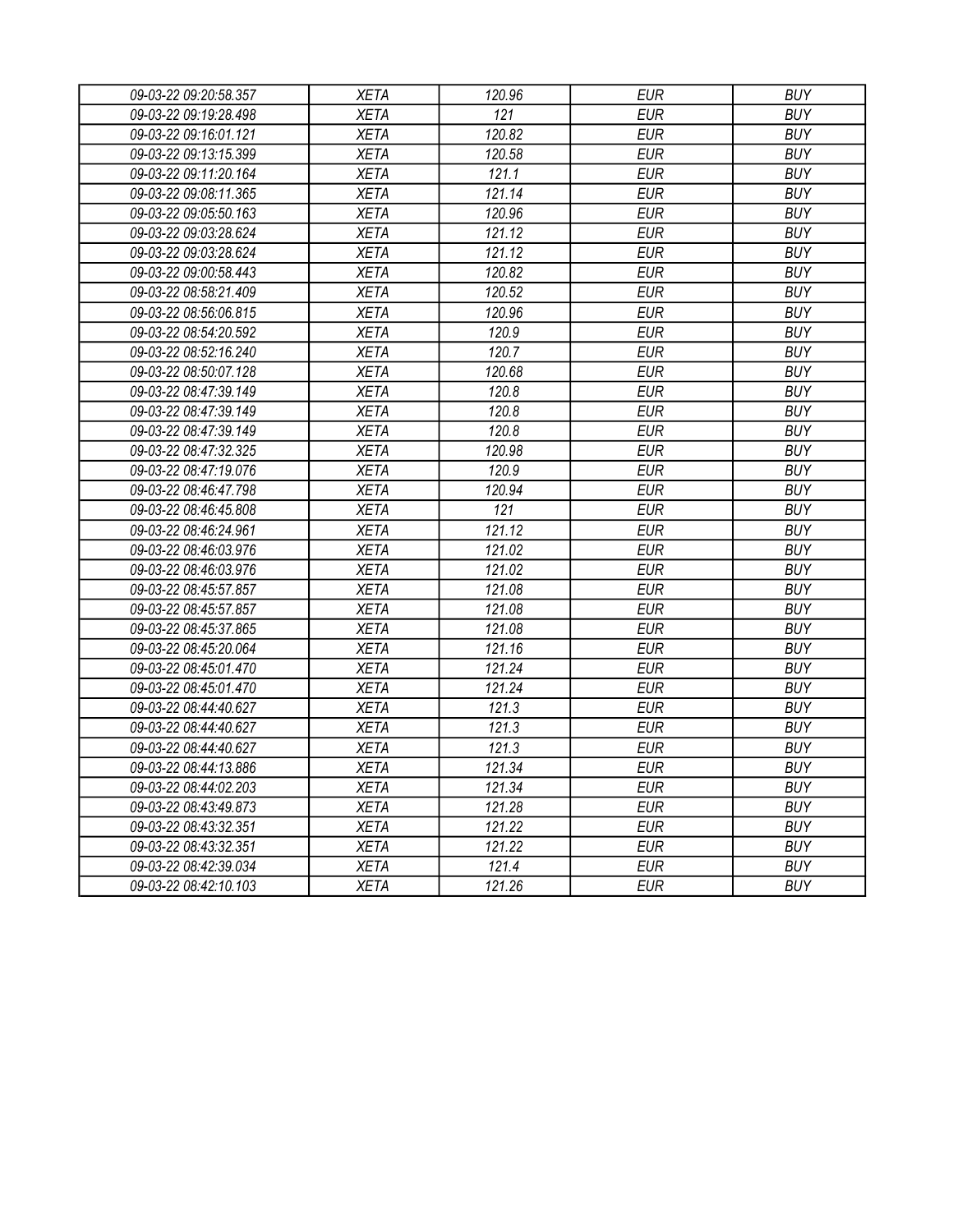| | | | | |
|---|---|---|---|---|
| *09-03-22 09:20:58.357* | *XETA* | *120.96* | *EUR* | *BUY* |
| *09-03-22 09:19:28.498* | *XETA* | *121* | *EUR* | *BUY* |
| *09-03-22 09:16:01.121* | *XETA* | *120.82* | *EUR* | *BUY* |
| *09-03-22 09:13:15.399* | *XETA* | *120.58* | *EUR* | *BUY* |
| *09-03-22 09:11:20.164* | *XETA* | *121.1* | *EUR* | *BUY* |
| *09-03-22 09:08:11.365* | *XETA* | *121.14* | *EUR* | *BUY* |
| *09-03-22 09:05:50.163* | *XETA* | *120.96* | *EUR* | *BUY* |
| *09-03-22 09:03:28.624* | *XETA* | *121.12* | *EUR* | *BUY* |
| *09-03-22 09:03:28.624* | *XETA* | *121.12* | *EUR* | *BUY* |
| *09-03-22 09:00:58.443* | *XETA* | *120.82* | *EUR* | *BUY* |
| *09-03-22 08:58:21.409* | *XETA* | *120.52* | *EUR* | *BUY* |
| *09-03-22 08:56:06.815* | *XETA* | *120.96* | *EUR* | *BUY* |
| *09-03-22 08:54:20.592* | *XETA* | *120.9* | *EUR* | *BUY* |
| *09-03-22 08:52:16.240* | *XETA* | *120.7* | *EUR* | *BUY* |
| *09-03-22 08:50:07.128* | *XETA* | *120.68* | *EUR* | *BUY* |
| *09-03-22 08:47:39.149* | *XETA* | *120.8* | *EUR* | *BUY* |
| *09-03-22 08:47:39.149* | *XETA* | *120.8* | *EUR* | *BUY* |
| *09-03-22 08:47:39.149* | *XETA* | *120.8* | *EUR* | *BUY* |
| *09-03-22 08:47:32.325* | *XETA* | *120.98* | *EUR* | *BUY* |
| *09-03-22 08:47:19.076* | *XETA* | *120.9* | *EUR* | *BUY* |
| *09-03-22 08:46:47.798* | *XETA* | *120.94* | *EUR* | *BUY* |
| *09-03-22 08:46:45.808* | *XETA* | *121* | *EUR* | *BUY* |
| *09-03-22 08:46:24.961* | *XETA* | *121.12* | *EUR* | *BUY* |
| *09-03-22 08:46:03.976* | *XETA* | *121.02* | *EUR* | *BUY* |
| *09-03-22 08:46:03.976* | *XETA* | *121.02* | *EUR* | *BUY* |
| *09-03-22 08:45:57.857* | *XETA* | *121.08* | *EUR* | *BUY* |
| *09-03-22 08:45:57.857* | *XETA* | *121.08* | *EUR* | *BUY* |
| *09-03-22 08:45:37.865* | *XETA* | *121.08* | *EUR* | *BUY* |
| *09-03-22 08:45:20.064* | *XETA* | *121.16* | *EUR* | *BUY* |
| *09-03-22 08:45:01.470* | *XETA* | *121.24* | *EUR* | *BUY* |
| *09-03-22 08:45:01.470* | *XETA* | *121.24* | *EUR* | *BUY* |
| *09-03-22 08:44:40.627* | *XETA* | *121.3* | *EUR* | *BUY* |
| *09-03-22 08:44:40.627* | *XETA* | *121.3* | *EUR* | *BUY* |
| *09-03-22 08:44:40.627* | *XETA* | *121.3* | *EUR* | *BUY* |
| *09-03-22 08:44:13.886* | *XETA* | *121.34* | *EUR* | *BUY* |
| *09-03-22 08:44:02.203* | *XETA* | *121.34* | *EUR* | *BUY* |
| *09-03-22 08:43:49.873* | *XETA* | *121.28* | *EUR* | *BUY* |
| *09-03-22 08:43:32.351* | *XETA* | *121.22* | *EUR* | *BUY* |
| *09-03-22 08:43:32.351* | *XETA* | *121.22* | *EUR* | *BUY* |
| *09-03-22 08:42:39.034* | *XETA* | *121.4* | *EUR* | *BUY* |
| *09-03-22 08:42:10.103* | *XETA* | *121.26* | *EUR* | *BUY* |